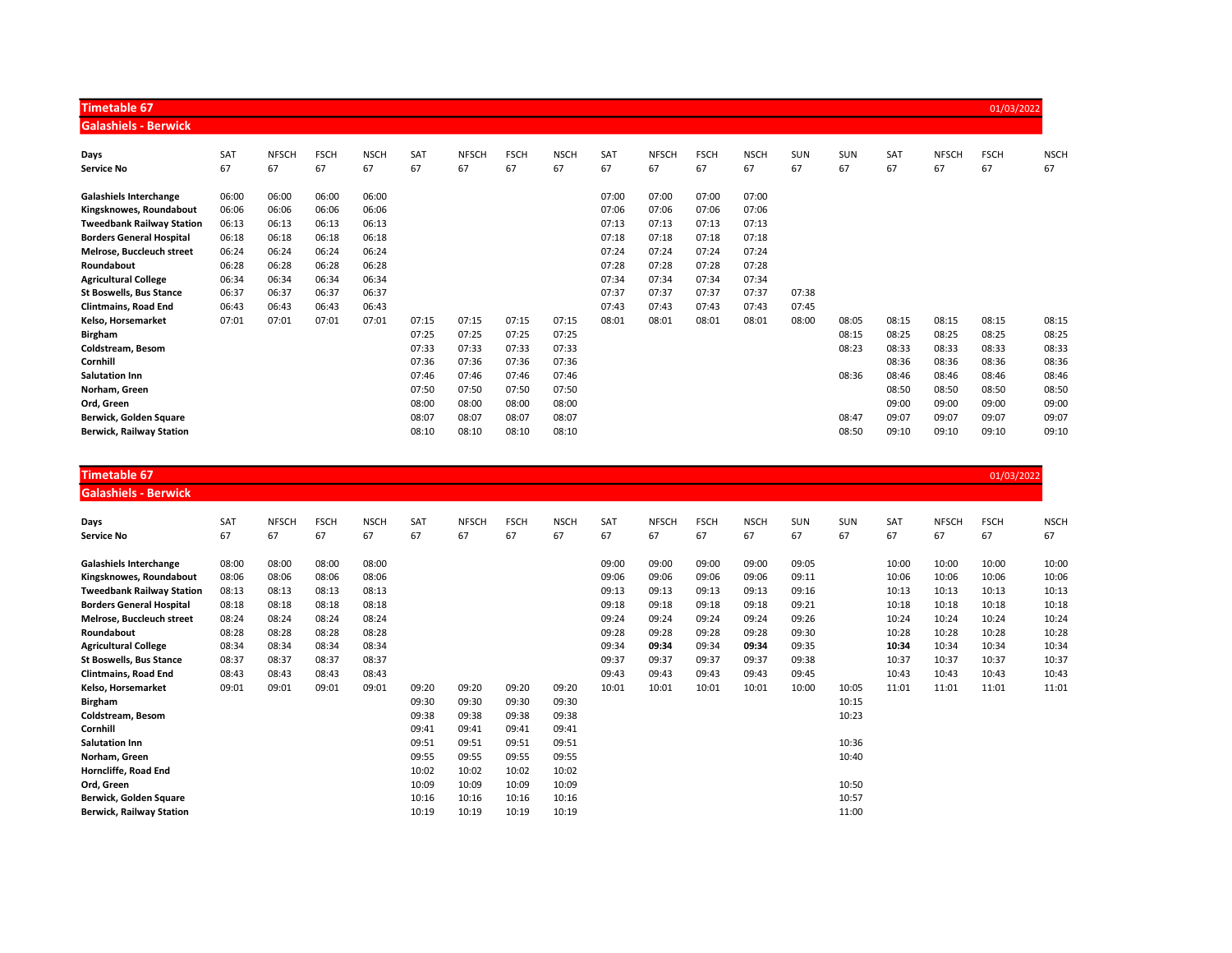## Timetable 67 — 01/03/2022

### Galashiels - Berwick

| Days | SAT | NFSCH | FSCH | NSCH | SAT | NFSCH | FSCH | NSCH | SAT | NFSCH | FSCH | NSCH | SUN | SUN | SAT | NFSCH | FSCH | NSCH |
|---|---|---|---|---|---|---|---|---|---|---|---|---|---|---|---|---|---|---|
| **Service No** | 67 | 67 | 67 | 67 | 67 | 67 | 67 | 67 | 67 | 67 | 67 | 67 | 67 | 67 | 67 | 67 | 67 | 67 |
| **Galashiels Interchange** | 06:00 | 06:00 | 06:00 | 06:00 | | | | | 07:00 | 07:00 | 07:00 | 07:00 | | | | | | |
| **Kingsknowes, Roundabout** | 06:06 | 06:06 | 06:06 | 06:06 | | | | | 07:06 | 07:06 | 07:06 | 07:06 | | | | | | |
| **Tweedbank Railway Station** | 06:13 | 06:13 | 06:13 | 06:13 | | | | | 07:13 | 07:13 | 07:13 | 07:13 | | | | | | |
| **Borders General Hospital** | 06:18 | 06:18 | 06:18 | 06:18 | | | | | 07:18 | 07:18 | 07:18 | 07:18 | | | | | | |
| **Melrose, Buccleuch street** | 06:24 | 06:24 | 06:24 | 06:24 | | | | | 07:24 | 07:24 | 07:24 | 07:24 | | | | | | |
| **Roundabout** | 06:28 | 06:28 | 06:28 | 06:28 | | | | | 07:28 | 07:28 | 07:28 | 07:28 | | | | | | |
| **Agricultural College** | 06:34 | 06:34 | 06:34 | 06:34 | | | | | 07:34 | 07:34 | 07:34 | 07:34 | | | | | | |
| **St Boswells, Bus Stance** | 06:37 | 06:37 | 06:37 | 06:37 | | | | | 07:37 | 07:37 | 07:37 | 07:37 | 07:38 | | | | | |
| **Clintmains, Road End** | 06:43 | 06:43 | 06:43 | 06:43 | | | | | 07:43 | 07:43 | 07:43 | 07:43 | 07:45 | | | | | |
| **Kelso, Horsemarket** | 07:01 | 07:01 | 07:01 | 07:01 | 07:15 | 07:15 | 07:15 | 07:15 | 08:01 | 08:01 | 08:01 | 08:01 | 08:00 | 08:05 | 08:15 | 08:15 | 08:15 | 08:15 |
| **Birgham** | | | | | 07:25 | 07:25 | 07:25 | 07:25 | | | | | | 08:15 | 08:25 | 08:25 | 08:25 | 08:25 |
| **Coldstream, Besom** | | | | | 07:33 | 07:33 | 07:33 | 07:33 | | | | | | 08:23 | 08:33 | 08:33 | 08:33 | 08:33 |
| **Cornhill** | | | | | 07:36 | 07:36 | 07:36 | 07:36 | | | | | | | 08:36 | 08:36 | 08:36 | 08:36 |
| **Salutation Inn** | | | | | 07:46 | 07:46 | 07:46 | 07:46 | | | | | | 08:36 | 08:46 | 08:46 | 08:46 | 08:46 |
| **Norham, Green** | | | | | 07:50 | 07:50 | 07:50 | 07:50 | | | | | | | 08:50 | 08:50 | 08:50 | 08:50 |
| **Ord, Green** | | | | | 08:00 | 08:00 | 08:00 | 08:00 | | | | | | | 09:00 | 09:00 | 09:00 | 09:00 |
| **Berwick, Golden Square** | | | | | 08:07 | 08:07 | 08:07 | 08:07 | | | | | | 08:47 | 09:07 | 09:07 | 09:07 | 09:07 |
| **Berwick, Railway Station** | | | | | 08:10 | 08:10 | 08:10 | 08:10 | | | | | | 08:50 | 09:10 | 09:10 | 09:10 | 09:10 |

## Timetable 67 — 01/03/2022

### Galashiels - Berwick

| Days | SAT | NFSCH | FSCH | NSCH | SAT | NFSCH | FSCH | NSCH | SAT | NFSCH | FSCH | NSCH | SUN | SUN | SAT | NFSCH | FSCH | NSCH |
|---|---|---|---|---|---|---|---|---|---|---|---|---|---|---|---|---|---|---|
| **Service No** | 67 | 67 | 67 | 67 | 67 | 67 | 67 | 67 | 67 | 67 | 67 | 67 | 67 | 67 | 67 | 67 | 67 | 67 |
| **Galashiels Interchange** | 08:00 | 08:00 | 08:00 | 08:00 | | | | | 09:00 | 09:00 | 09:00 | 09:00 | 09:05 | | 10:00 | 10:00 | 10:00 | 10:00 |
| **Kingsknowes, Roundabout** | 08:06 | 08:06 | 08:06 | 08:06 | | | | | 09:06 | 09:06 | 09:06 | 09:06 | 09:11 | | 10:06 | 10:06 | 10:06 | 10:06 |
| **Tweedbank Railway Station** | 08:13 | 08:13 | 08:13 | 08:13 | | | | | 09:13 | 09:13 | 09:13 | 09:13 | 09:16 | | 10:13 | 10:13 | 10:13 | 10:13 |
| **Borders General Hospital** | 08:18 | 08:18 | 08:18 | 08:18 | | | | | 09:18 | 09:18 | 09:18 | 09:18 | 09:21 | | 10:18 | 10:18 | 10:18 | 10:18 |
| **Melrose, Buccleuch street** | 08:24 | 08:24 | 08:24 | 08:24 | | | | | 09:24 | 09:24 | 09:24 | 09:24 | 09:26 | | 10:24 | 10:24 | 10:24 | 10:24 |
| **Roundabout** | 08:28 | 08:28 | 08:28 | 08:28 | | | | | 09:28 | 09:28 | 09:28 | 09:28 | 09:30 | | 10:28 | 10:28 | 10:28 | 10:28 |
| **Agricultural College** | 08:34 | 08:34 | 08:34 | 08:34 | | | | | 09:34 | **09:34** | 09:34 | **09:34** | 09:35 | | **10:34** | 10:34 | 10:34 | 10:34 |
| **St Boswells, Bus Stance** | 08:37 | 08:37 | 08:37 | 08:37 | | | | | 09:37 | 09:37 | 09:37 | 09:37 | 09:38 | | 10:37 | 10:37 | 10:37 | 10:37 |
| **Clintmains, Road End** | 08:43 | 08:43 | 08:43 | 08:43 | | | | | 09:43 | 09:43 | 09:43 | 09:43 | 09:45 | | 10:43 | 10:43 | 10:43 | 10:43 |
| **Kelso, Horsemarket** | 09:01 | 09:01 | 09:01 | 09:01 | 09:20 | 09:20 | 09:20 | 09:20 | 10:01 | 10:01 | 10:01 | 10:01 | 10:00 | 10:05 | 11:01 | 11:01 | 11:01 | 11:01 |
| **Birgham** | | | | | 09:30 | 09:30 | 09:30 | 09:30 | | | | | | 10:15 | | | | |
| **Coldstream, Besom** | | | | | 09:38 | 09:38 | 09:38 | 09:38 | | | | | | 10:23 | | | | |
| **Cornhill** | | | | | 09:41 | 09:41 | 09:41 | 09:41 | | | | | | | | | | |
| **Salutation Inn** | | | | | 09:51 | 09:51 | 09:51 | 09:51 | | | | | | 10:36 | | | | |
| **Norham, Green** | | | | | 09:55 | 09:55 | 09:55 | 09:55 | | | | | | 10:40 | | | | |
| **Horncliffe, Road End** | | | | | 10:02 | 10:02 | 10:02 | 10:02 | | | | | | | | | | |
| **Ord, Green** | | | | | 10:09 | 10:09 | 10:09 | 10:09 | | | | | | 10:50 | | | | |
| **Berwick, Golden Square** | | | | | 10:16 | 10:16 | 10:16 | 10:16 | | | | | | 10:57 | | | | |
| **Berwick, Railway Station** | | | | | 10:19 | 10:19 | 10:19 | 10:19 | | | | | | 11:00 | | | | |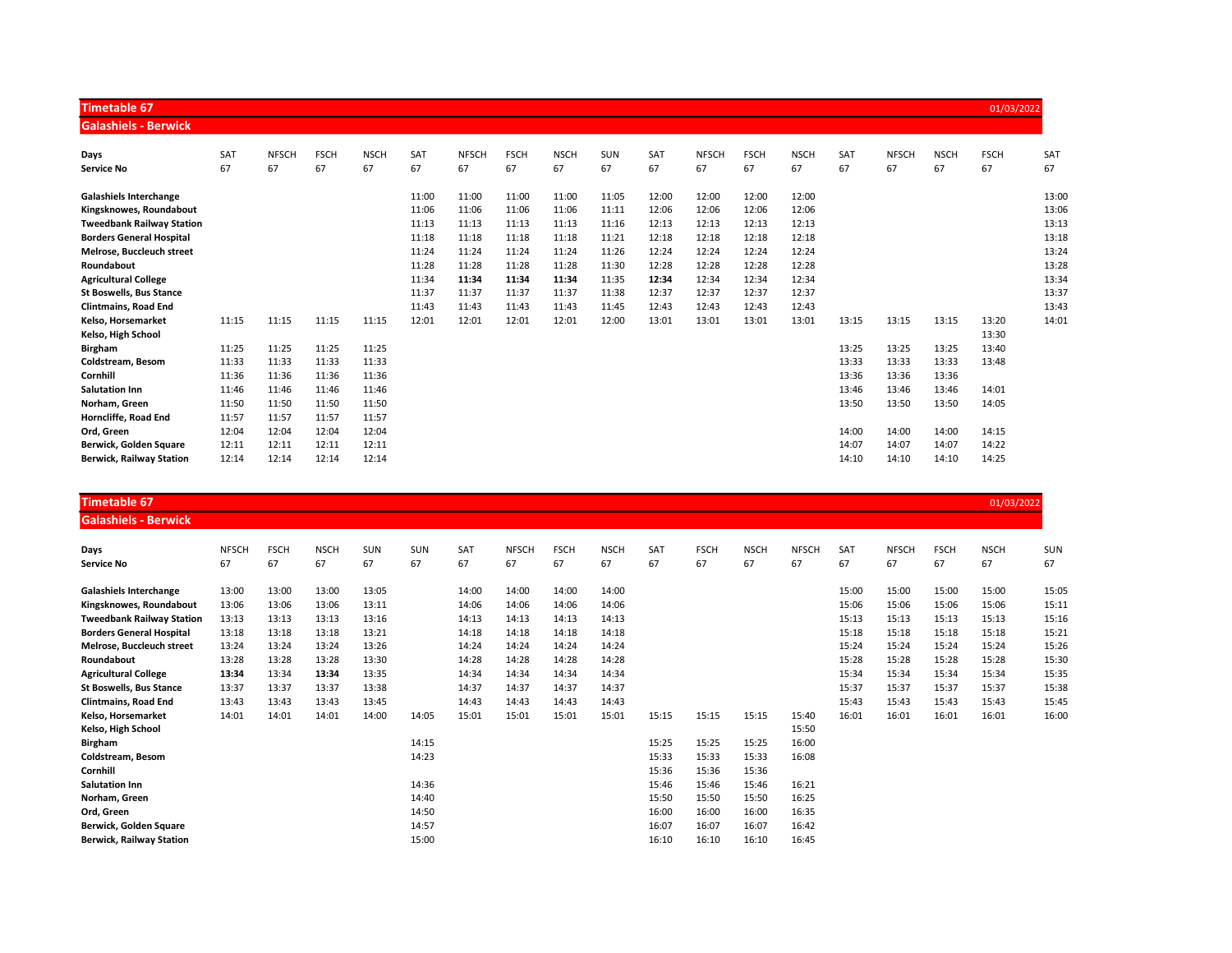## Timetable 67

01/03/2022

### Galashiels - Berwick

| Days | SAT | NFSCH | FSCH | NSCH | SAT | NFSCH | FSCH | NSCH | SUN | SAT | NFSCH | FSCH | NSCH | SAT | NFSCH | NSCH | FSCH | SAT |
|---|---|---|---|---|---|---|---|---|---|---|---|---|---|---|---|---|---|---|
| **Service No** | 67 | 67 | 67 | 67 | 67 | 67 | 67 | 67 | 67 | 67 | 67 | 67 | 67 | 67 | 67 | 67 | 67 | 67 |
| **Galashiels Interchange** | | | | | 11:00 | 11:00 | 11:00 | 11:00 | 11:05 | 12:00 | 12:00 | 12:00 | 12:00 | | | | | 13:00 |
| **Kingsknowes, Roundabout** | | | | | 11:06 | 11:06 | 11:06 | 11:06 | 11:11 | 12:06 | 12:06 | 12:06 | 12:06 | | | | | 13:06 |
| **Tweedbank Railway Station** | | | | | 11:13 | 11:13 | 11:13 | 11:13 | 11:16 | 12:13 | 12:13 | 12:13 | 12:13 | | | | | 13:13 |
| **Borders General Hospital** | | | | | 11:18 | 11:18 | 11:18 | 11:18 | 11:21 | 12:18 | 12:18 | 12:18 | 12:18 | | | | | 13:18 |
| **Melrose, Buccleuch street** | | | | | 11:24 | 11:24 | 11:24 | 11:24 | 11:26 | 12:24 | 12:24 | 12:24 | 12:24 | | | | | 13:24 |
| **Roundabout** | | | | | 11:28 | 11:28 | 11:28 | 11:28 | 11:30 | 12:28 | 12:28 | 12:28 | 12:28 | | | | | 13:28 |
| **Agricultural College** | | | | | 11:34 | **11:34** | **11:34** | **11:34** | 11:35 | **12:34** | 12:34 | 12:34 | 12:34 | | | | | 13:34 |
| **St Boswells, Bus Stance** | | | | | 11:37 | 11:37 | 11:37 | 11:37 | 11:38 | 12:37 | 12:37 | 12:37 | 12:37 | | | | | 13:37 |
| **Clintmains, Road End** | | | | | 11:43 | 11:43 | 11:43 | 11:43 | 11:45 | 12:43 | 12:43 | 12:43 | 12:43 | | | | | 13:43 |
| **Kelso, Horsemarket** | 11:15 | 11:15 | 11:15 | 11:15 | 12:01 | 12:01 | 12:01 | 12:01 | 12:00 | 13:01 | 13:01 | 13:01 | 13:01 | 13:15 | 13:15 | 13:15 | 13:20 | 14:01 |
| **Kelso, High School** | | | | | | | | | | | | | | | | | 13:30 | |
| **Birgham** | 11:25 | 11:25 | 11:25 | 11:25 | | | | | | | | | | 13:25 | 13:25 | 13:25 | 13:40 | |
| **Coldstream, Besom** | 11:33 | 11:33 | 11:33 | 11:33 | | | | | | | | | | 13:33 | 13:33 | 13:33 | 13:48 | |
| **Cornhill** | 11:36 | 11:36 | 11:36 | 11:36 | | | | | | | | | | 13:36 | 13:36 | 13:36 | | |
| **Salutation Inn** | 11:46 | 11:46 | 11:46 | 11:46 | | | | | | | | | | 13:46 | 13:46 | 13:46 | 14:01 | |
| **Norham, Green** | 11:50 | 11:50 | 11:50 | 11:50 | | | | | | | | | | 13:50 | 13:50 | 13:50 | 14:05 | |
| **Horncliffe, Road End** | 11:57 | 11:57 | 11:57 | 11:57 | | | | | | | | | | | | | | |
| **Ord, Green** | 12:04 | 12:04 | 12:04 | 12:04 | | | | | | | | | | 14:00 | 14:00 | 14:00 | 14:15 | |
| **Berwick, Golden Square** | 12:11 | 12:11 | 12:11 | 12:11 | | | | | | | | | | 14:07 | 14:07 | 14:07 | 14:22 | |
| **Berwick, Railway Station** | 12:14 | 12:14 | 12:14 | 12:14 | | | | | | | | | | 14:10 | 14:10 | 14:10 | 14:25 | |

## Timetable 67

01/03/2022

### Galashiels - Berwick

| Days | NFSCH | FSCH | NSCH | SUN | SUN | SAT | NFSCH | FSCH | NSCH | SAT | FSCH | NSCH | NFSCH | SAT | NFSCH | FSCH | NSCH | SUN |
|---|---|---|---|---|---|---|---|---|---|---|---|---|---|---|---|---|---|---|
| **Service No** | 67 | 67 | 67 | 67 | 67 | 67 | 67 | 67 | 67 | 67 | 67 | 67 | 67 | 67 | 67 | 67 | 67 | 67 |
| **Galashiels Interchange** | 13:00 | 13:00 | 13:00 | 13:05 | | 14:00 | 14:00 | 14:00 | 14:00 | | | | | 15:00 | 15:00 | 15:00 | 15:00 | 15:05 |
| **Kingsknowes, Roundabout** | 13:06 | 13:06 | 13:06 | 13:11 | | 14:06 | 14:06 | 14:06 | 14:06 | | | | | 15:06 | 15:06 | 15:06 | 15:06 | 15:11 |
| **Tweedbank Railway Station** | 13:13 | 13:13 | 13:13 | 13:16 | | 14:13 | 14:13 | 14:13 | 14:13 | | | | | 15:13 | 15:13 | 15:13 | 15:13 | 15:16 |
| **Borders General Hospital** | 13:18 | 13:18 | 13:18 | 13:21 | | 14:18 | 14:18 | 14:18 | 14:18 | | | | | 15:18 | 15:18 | 15:18 | 15:18 | 15:21 |
| **Melrose, Buccleuch street** | 13:24 | 13:24 | 13:24 | 13:26 | | 14:24 | 14:24 | 14:24 | 14:24 | | | | | 15:24 | 15:24 | 15:24 | 15:24 | 15:26 |
| **Roundabout** | 13:28 | 13:28 | 13:28 | 13:30 | | 14:28 | 14:28 | 14:28 | 14:28 | | | | | 15:28 | 15:28 | 15:28 | 15:28 | 15:30 |
| **Agricultural College** | **13:34** | 13:34 | **13:34** | 13:35 | | 14:34 | 14:34 | 14:34 | 14:34 | | | | | 15:34 | 15:34 | 15:34 | 15:34 | 15:35 |
| **St Boswells, Bus Stance** | 13:37 | 13:37 | 13:37 | 13:38 | | 14:37 | 14:37 | 14:37 | 14:37 | | | | | 15:37 | 15:37 | 15:37 | 15:37 | 15:38 |
| **Clintmains, Road End** | 13:43 | 13:43 | 13:43 | 13:45 | | 14:43 | 14:43 | 14:43 | 14:43 | | | | | 15:43 | 15:43 | 15:43 | 15:43 | 15:45 |
| **Kelso, Horsemarket** | 14:01 | 14:01 | 14:01 | 14:00 | 14:05 | 15:01 | 15:01 | 15:01 | 15:01 | 15:15 | 15:15 | 15:15 | 15:40 | 16:01 | 16:01 | 16:01 | 16:01 | 16:00 |
| **Kelso, High School** | | | | | | | | | | | | | 15:50 | | | | | |
| **Birgham** | | | | | 14:15 | | | | | 15:25 | 15:25 | 15:25 | 16:00 | | | | | |
| **Coldstream, Besom** | | | | | 14:23 | | | | | 15:33 | 15:33 | 15:33 | 16:08 | | | | | |
| **Cornhill** | | | | | | | | | | 15:36 | 15:36 | 15:36 | | | | | | |
| **Salutation Inn** | | | | | 14:36 | | | | | 15:46 | 15:46 | 15:46 | 16:21 | | | | | |
| **Norham, Green** | | | | | 14:40 | | | | | 15:50 | 15:50 | 15:50 | 16:25 | | | | | |
| **Ord, Green** | | | | | 14:50 | | | | | 16:00 | 16:00 | 16:00 | 16:35 | | | | | |
| **Berwick, Golden Square** | | | | | 14:57 | | | | | 16:07 | 16:07 | 16:07 | 16:42 | | | | | |
| **Berwick, Railway Station** | | | | | 15:00 | | | | | 16:10 | 16:10 | 16:10 | 16:45 | | | | | |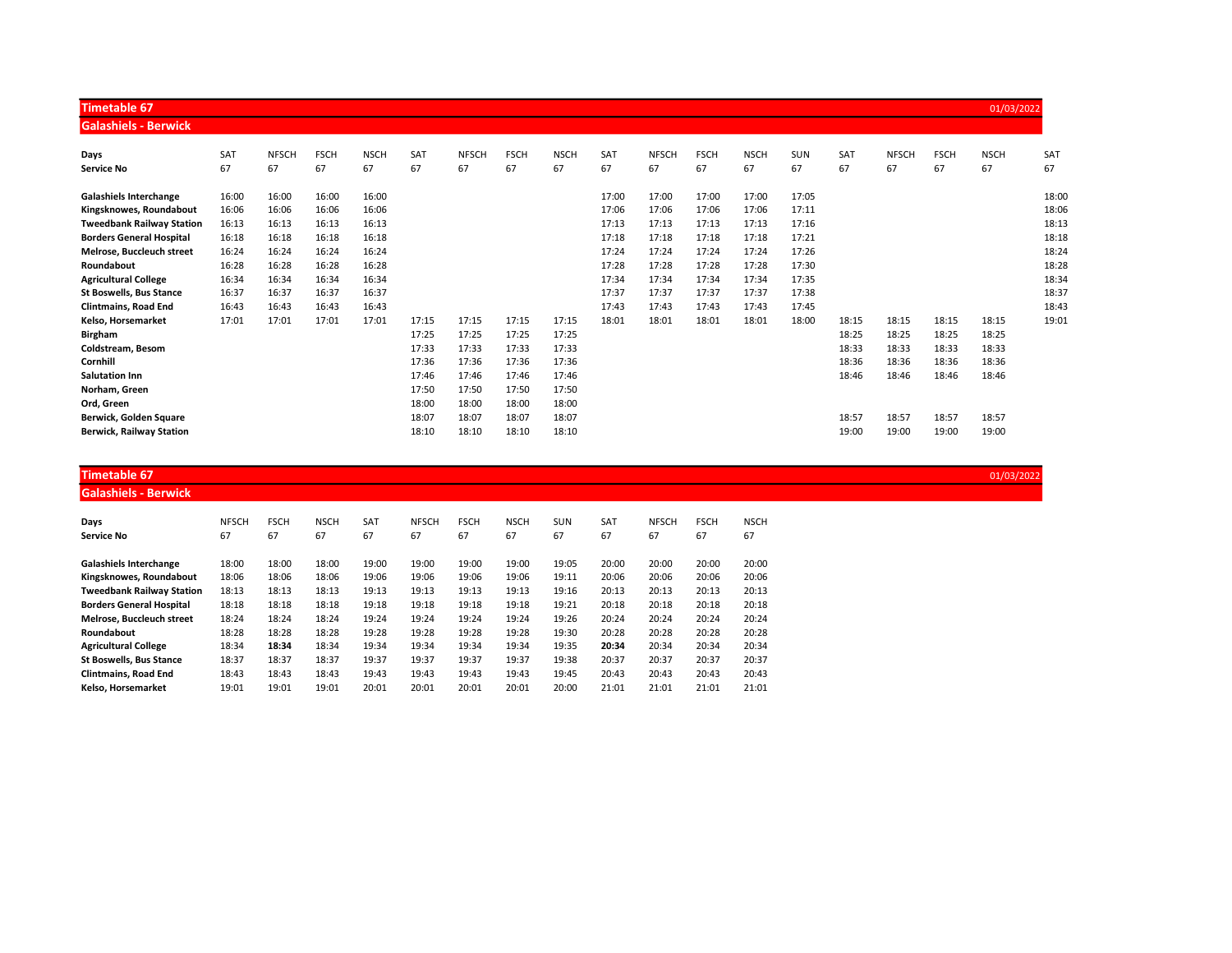## Timetable 67

01/03/2022

### Galashiels - Berwick

| Days | SAT | NFSCH | FSCH | NSCH | SAT | NFSCH | FSCH | NSCH | SAT | NFSCH | FSCH | NSCH | SUN | SAT | NFSCH | FSCH | NSCH | SAT |
|---|---|---|---|---|---|---|---|---|---|---|---|---|---|---|---|---|---|---|
| Service No | 67 | 67 | 67 | 67 | 67 | 67 | 67 | 67 | 67 | 67 | 67 | 67 | 67 | 67 | 67 | 67 | 67 | 67 |
| **Galashiels Interchange** | 16:00 | 16:00 | 16:00 | 16:00 | | | | | 17:00 | 17:00 | 17:00 | 17:00 | 17:05 | | | | | 18:00 |
| **Kingsknowes, Roundabout** | 16:06 | 16:06 | 16:06 | 16:06 | | | | | 17:06 | 17:06 | 17:06 | 17:06 | 17:11 | | | | | 18:06 |
| **Tweedbank Railway Station** | 16:13 | 16:13 | 16:13 | 16:13 | | | | | 17:13 | 17:13 | 17:13 | 17:13 | 17:16 | | | | | 18:13 |
| **Borders General Hospital** | 16:18 | 16:18 | 16:18 | 16:18 | | | | | 17:18 | 17:18 | 17:18 | 17:18 | 17:21 | | | | | 18:18 |
| **Melrose, Buccleuch street** | 16:24 | 16:24 | 16:24 | 16:24 | | | | | 17:24 | 17:24 | 17:24 | 17:24 | 17:26 | | | | | 18:24 |
| **Roundabout** | 16:28 | 16:28 | 16:28 | 16:28 | | | | | 17:28 | 17:28 | 17:28 | 17:28 | 17:30 | | | | | 18:28 |
| **Agricultural College** | 16:34 | 16:34 | 16:34 | 16:34 | | | | | 17:34 | 17:34 | 17:34 | 17:34 | 17:35 | | | | | 18:34 |
| **St Boswells, Bus Stance** | 16:37 | 16:37 | 16:37 | 16:37 | | | | | 17:37 | 17:37 | 17:37 | 17:37 | 17:38 | | | | | 18:37 |
| **Clintmains, Road End** | 16:43 | 16:43 | 16:43 | 16:43 | | | | | 17:43 | 17:43 | 17:43 | 17:43 | 17:45 | | | | | 18:43 |
| **Kelso, Horsemarket** | 17:01 | 17:01 | 17:01 | 17:01 | 17:15 | 17:15 | 17:15 | 17:15 | 18:01 | 18:01 | 18:01 | 18:01 | 18:00 | 18:15 | 18:15 | 18:15 | 18:15 | 19:01 |
| **Birgham** | | | | | 17:25 | 17:25 | 17:25 | 17:25 | | | | | | 18:25 | 18:25 | 18:25 | 18:25 | |
| **Coldstream, Besom** | | | | | 17:33 | 17:33 | 17:33 | 17:33 | | | | | | 18:33 | 18:33 | 18:33 | 18:33 | |
| **Cornhill** | | | | | 17:36 | 17:36 | 17:36 | 17:36 | | | | | | 18:36 | 18:36 | 18:36 | 18:36 | |
| **Salutation Inn** | | | | | 17:46 | 17:46 | 17:46 | 17:46 | | | | | | 18:46 | 18:46 | 18:46 | 18:46 | |
| **Norham, Green** | | | | | 17:50 | 17:50 | 17:50 | 17:50 | | | | | | | | | | |
| **Ord, Green** | | | | | 18:00 | 18:00 | 18:00 | 18:00 | | | | | | | | | | |
| **Berwick, Golden Square** | | | | | 18:07 | 18:07 | 18:07 | 18:07 | | | | | | 18:57 | 18:57 | 18:57 | 18:57 | |
| **Berwick, Railway Station** | | | | | 18:10 | 18:10 | 18:10 | 18:10 | | | | | | 19:00 | 19:00 | 19:00 | 19:00 | |

## Timetable 67

01/03/2022

### Galashiels - Berwick

| Days | NFSCH | FSCH | NSCH | SAT | NFSCH | FSCH | NSCH | SUN | SAT | NFSCH | FSCH | NSCH |
|---|---|---|---|---|---|---|---|---|---|---|---|---|
| Service No | 67 | 67 | 67 | 67 | 67 | 67 | 67 | 67 | 67 | 67 | 67 | 67 |
| **Galashiels Interchange** | 18:00 | 18:00 | 18:00 | 19:00 | 19:00 | 19:00 | 19:00 | 19:05 | 20:00 | 20:00 | 20:00 | 20:00 |
| **Kingsknowes, Roundabout** | 18:06 | 18:06 | 18:06 | 19:06 | 19:06 | 19:06 | 19:06 | 19:11 | 20:06 | 20:06 | 20:06 | 20:06 |
| **Tweedbank Railway Station** | 18:13 | 18:13 | 18:13 | 19:13 | 19:13 | 19:13 | 19:13 | 19:16 | 20:13 | 20:13 | 20:13 | 20:13 |
| **Borders General Hospital** | 18:18 | 18:18 | 18:18 | 19:18 | 19:18 | 19:18 | 19:18 | 19:21 | 20:18 | 20:18 | 20:18 | 20:18 |
| **Melrose, Buccleuch street** | 18:24 | 18:24 | 18:24 | 19:24 | 19:24 | 19:24 | 19:24 | 19:26 | 20:24 | 20:24 | 20:24 | 20:24 |
| **Roundabout** | 18:28 | 18:28 | 18:28 | 19:28 | 19:28 | 19:28 | 19:28 | 19:30 | 20:28 | 20:28 | 20:28 | 20:28 |
| **Agricultural College** | 18:34 | **18:34** | 18:34 | 19:34 | 19:34 | 19:34 | 19:34 | 19:35 | **20:34** | 20:34 | 20:34 | 20:34 |
| **St Boswells, Bus Stance** | 18:37 | 18:37 | 18:37 | 19:37 | 19:37 | 19:37 | 19:37 | 19:38 | 20:37 | 20:37 | 20:37 | 20:37 |
| **Clintmains, Road End** | 18:43 | 18:43 | 18:43 | 19:43 | 19:43 | 19:43 | 19:43 | 19:45 | 20:43 | 20:43 | 20:43 | 20:43 |
| **Kelso, Horsemarket** | 19:01 | 19:01 | 19:01 | 20:01 | 20:01 | 20:01 | 20:01 | 20:00 | 21:01 | 21:01 | 21:01 | 21:01 |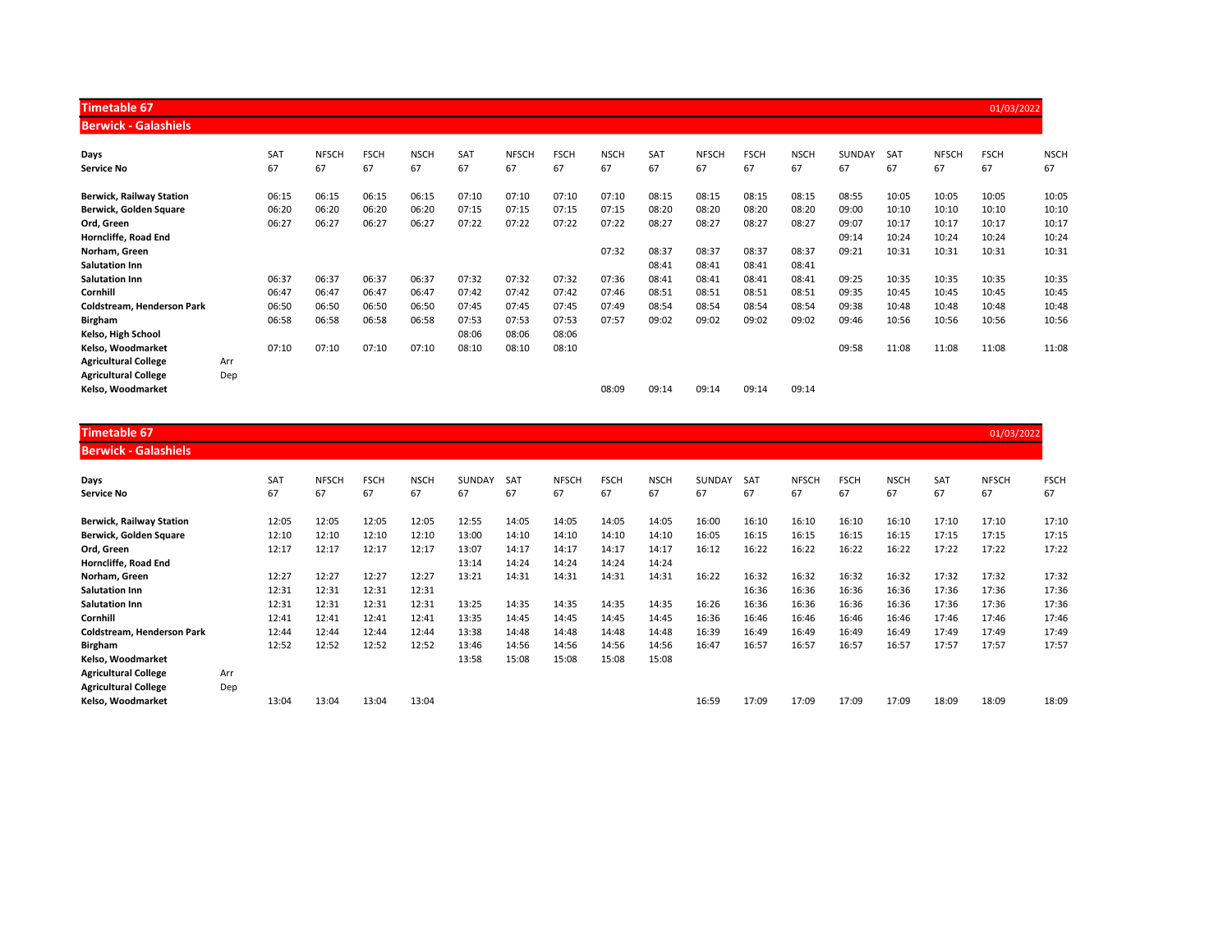## Timetable 67

01/03/2022

### Berwick - Galashiels

| Days | | SAT | NFSCH | FSCH | NSCH | SAT | NFSCH | FSCH | NSCH | SAT | NFSCH | FSCH | NSCH | SUNDAY | SAT | NFSCH | FSCH | NSCH |
|---|---|---|---|---|---|---|---|---|---|---|---|---|---|---|---|---|---|---|
| **Service No** | | 67 | 67 | 67 | 67 | 67 | 67 | 67 | 67 | 67 | 67 | 67 | 67 | 67 | 67 | 67 | 67 | 67 |
| **Berwick, Railway Station** | | 06:15 | 06:15 | 06:15 | 06:15 | 07:10 | 07:10 | 07:10 | 07:10 | 08:15 | 08:15 | 08:15 | 08:15 | 08:55 | 10:05 | 10:05 | 10:05 | 10:05 |
| **Berwick, Golden Square** | | 06:20 | 06:20 | 06:20 | 06:20 | 07:15 | 07:15 | 07:15 | 07:15 | 08:20 | 08:20 | 08:20 | 08:20 | 09:00 | 10:10 | 10:10 | 10:10 | 10:10 |
| **Ord, Green** | | 06:27 | 06:27 | 06:27 | 06:27 | 07:22 | 07:22 | 07:22 | 07:22 | 08:27 | 08:27 | 08:27 | 08:27 | 09:07 | 10:17 | 10:17 | 10:17 | 10:17 |
| **Horncliffe, Road End** | | | | | | | | | | | | | | 09:14 | 10:24 | 10:24 | 10:24 | 10:24 |
| **Norham, Green** | | | | | | | | | 07:32 | 08:37 | 08:37 | 08:37 | 08:37 | 09:21 | 10:31 | 10:31 | 10:31 | 10:31 |
| **Salutation Inn** | | | | | | | | | | 08:41 | 08:41 | 08:41 | 08:41 | | | | | |
| **Salutation Inn** | | 06:37 | 06:37 | 06:37 | 06:37 | 07:32 | 07:32 | 07:32 | 07:36 | 08:41 | 08:41 | 08:41 | 08:41 | 09:25 | 10:35 | 10:35 | 10:35 | 10:35 |
| **Cornhill** | | 06:47 | 06:47 | 06:47 | 06:47 | 07:42 | 07:42 | 07:42 | 07:46 | 08:51 | 08:51 | 08:51 | 08:51 | 09:35 | 10:45 | 10:45 | 10:45 | 10:45 |
| **Coldstream, Henderson Park** | | 06:50 | 06:50 | 06:50 | 06:50 | 07:45 | 07:45 | 07:45 | 07:49 | 08:54 | 08:54 | 08:54 | 08:54 | 09:38 | 10:48 | 10:48 | 10:48 | 10:48 |
| **Birgham** | | 06:58 | 06:58 | 06:58 | 06:58 | 07:53 | 07:53 | 07:53 | 07:57 | 09:02 | 09:02 | 09:02 | 09:02 | 09:46 | 10:56 | 10:56 | 10:56 | 10:56 |
| **Kelso, High School** | | | | | | 08:06 | 08:06 | 08:06 | | | | | | | | | | |
| **Kelso, Woodmarket** | | 07:10 | 07:10 | 07:10 | 07:10 | 08:10 | 08:10 | 08:10 | | | | | | 09:58 | 11:08 | 11:08 | 11:08 | 11:08 |
| **Agricultural College** | Arr | | | | | | | | | | | | | | | | | |
| **Agricultural College** | Dep | | | | | | | | | | | | | | | | | |
| **Kelso, Woodmarket** | | | | | | | | | 08:09 | 09:14 | 09:14 | 09:14 | 09:14 | | | | | |

## Timetable 67

01/03/2022

### Berwick - Galashiels

| Days | | SAT | NFSCH | FSCH | NSCH | SUNDAY | SAT | NFSCH | FSCH | NSCH | SUNDAY | SAT | NFSCH | FSCH | NSCH | SAT | NFSCH | FSCH |
|---|---|---|---|---|---|---|---|---|---|---|---|---|---|---|---|---|---|---|
| **Service No** | | 67 | 67 | 67 | 67 | 67 | 67 | 67 | 67 | 67 | 67 | 67 | 67 | 67 | 67 | 67 | 67 | 67 |
| **Berwick, Railway Station** | | 12:05 | 12:05 | 12:05 | 12:05 | 12:55 | 14:05 | 14:05 | 14:05 | 14:05 | 16:00 | 16:10 | 16:10 | 16:10 | 16:10 | 17:10 | 17:10 | 17:10 |
| **Berwick, Golden Square** | | 12:10 | 12:10 | 12:10 | 12:10 | 13:00 | 14:10 | 14:10 | 14:10 | 14:10 | 16:05 | 16:15 | 16:15 | 16:15 | 16:15 | 17:15 | 17:15 | 17:15 |
| **Ord, Green** | | 12:17 | 12:17 | 12:17 | 12:17 | 13:07 | 14:17 | 14:17 | 14:17 | 14:17 | 16:12 | 16:22 | 16:22 | 16:22 | 16:22 | 17:22 | 17:22 | 17:22 |
| **Horncliffe, Road End** | | | | | | 13:14 | 14:24 | 14:24 | 14:24 | 14:24 | | | | | | | | |
| **Norham, Green** | | 12:27 | 12:27 | 12:27 | 12:27 | 13:21 | 14:31 | 14:31 | 14:31 | 14:31 | 16:22 | 16:32 | 16:32 | 16:32 | 16:32 | 17:32 | 17:32 | 17:32 |
| **Salutation Inn** | | 12:31 | 12:31 | 12:31 | 12:31 | | | | | | | 16:36 | 16:36 | 16:36 | 16:36 | 17:36 | 17:36 | 17:36 |
| **Salutation Inn** | | 12:31 | 12:31 | 12:31 | 12:31 | 13:25 | 14:35 | 14:35 | 14:35 | 14:35 | 16:26 | 16:36 | 16:36 | 16:36 | 16:36 | 17:36 | 17:36 | 17:36 |
| **Cornhill** | | 12:41 | 12:41 | 12:41 | 12:41 | 13:35 | 14:45 | 14:45 | 14:45 | 14:45 | 16:36 | 16:46 | 16:46 | 16:46 | 16:46 | 17:46 | 17:46 | 17:46 |
| **Coldstream, Henderson Park** | | 12:44 | 12:44 | 12:44 | 12:44 | 13:38 | 14:48 | 14:48 | 14:48 | 14:48 | 16:39 | 16:49 | 16:49 | 16:49 | 16:49 | 17:49 | 17:49 | 17:49 |
| **Birgham** | | 12:52 | 12:52 | 12:52 | 12:52 | 13:46 | 14:56 | 14:56 | 14:56 | 14:56 | 16:47 | 16:57 | 16:57 | 16:57 | 16:57 | 17:57 | 17:57 | 17:57 |
| **Kelso, Woodmarket** | | | | | | 13:58 | 15:08 | 15:08 | 15:08 | 15:08 | | | | | | | | |
| **Agricultural College** | Arr | | | | | | | | | | | | | | | | | |
| **Agricultural College** | Dep | | | | | | | | | | | | | | | | | |
| **Kelso, Woodmarket** | | 13:04 | 13:04 | 13:04 | 13:04 | | | | | | 16:59 | 17:09 | 17:09 | 17:09 | 17:09 | 18:09 | 18:09 | 18:09 |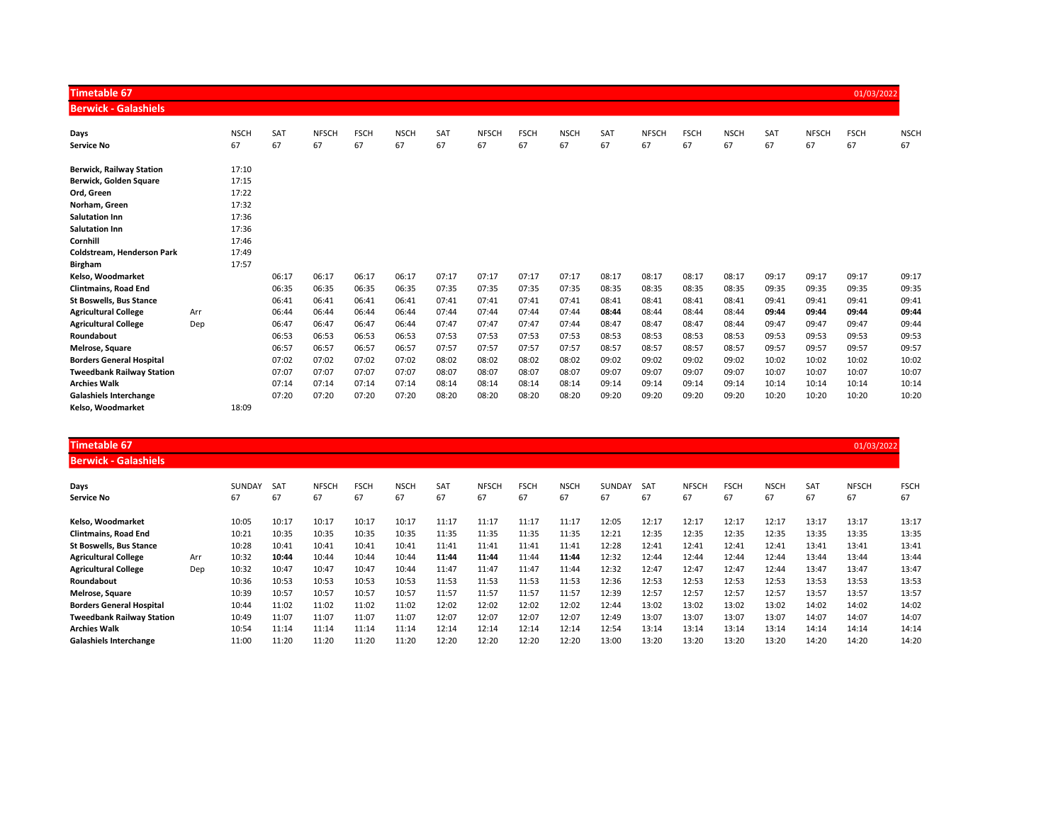## Timetable 67

01/03/2022

### Berwick - Galashiels

| Days | | NSCH | SAT | NFSCH | FSCH | NSCH | SAT | NFSCH | FSCH | NSCH | SAT | NFSCH | FSCH | NSCH | SAT | NFSCH | FSCH | NSCH |
|---|---|---|---|---|---|---|---|---|---|---|---|---|---|---|---|---|---|---|
| **Service No** | | 67 | 67 | 67 | 67 | 67 | 67 | 67 | 67 | 67 | 67 | 67 | 67 | 67 | 67 | 67 | 67 | 67 |
| **Berwick, Railway Station** | | 17:10 | | | | | | | | | | | | | | | | |
| **Berwick, Golden Square** | | 17:15 | | | | | | | | | | | | | | | | |
| **Ord, Green** | | 17:22 | | | | | | | | | | | | | | | | |
| **Norham, Green** | | 17:32 | | | | | | | | | | | | | | | | |
| **Salutation Inn** | | 17:36 | | | | | | | | | | | | | | | | |
| **Salutation Inn** | | 17:36 | | | | | | | | | | | | | | | | |
| **Cornhill** | | 17:46 | | | | | | | | | | | | | | | | |
| **Coldstream, Henderson Park** | | 17:49 | | | | | | | | | | | | | | | | |
| **Birgham** | | 17:57 | | | | | | | | | | | | | | | | |
| **Kelso, Woodmarket** | | | 06:17 | 06:17 | 06:17 | 06:17 | 07:17 | 07:17 | 07:17 | 07:17 | 08:17 | 08:17 | 08:17 | 08:17 | 09:17 | 09:17 | 09:17 | 09:17 |
| **Clintmains, Road End** | | | 06:35 | 06:35 | 06:35 | 06:35 | 07:35 | 07:35 | 07:35 | 07:35 | 08:35 | 08:35 | 08:35 | 08:35 | 09:35 | 09:35 | 09:35 | 09:35 |
| **St Boswells, Bus Stance** | | | 06:41 | 06:41 | 06:41 | 06:41 | 07:41 | 07:41 | 07:41 | 07:41 | 08:41 | 08:41 | 08:41 | 08:41 | 09:41 | 09:41 | 09:41 | 09:41 |
| **Agricultural College** | Arr | | 06:44 | 06:44 | 06:44 | 06:44 | 07:44 | 07:44 | 07:44 | 07:44 | **08:44** | 08:44 | 08:44 | 08:44 | **09:44** | **09:44** | **09:44** | **09:44** |
| **Agricultural College** | Dep | | 06:47 | 06:47 | 06:47 | 06:44 | 07:47 | 07:47 | 07:47 | 07:44 | 08:47 | 08:47 | 08:47 | 08:44 | 09:47 | 09:47 | 09:47 | 09:44 |
| **Roundabout** | | | 06:53 | 06:53 | 06:53 | 06:53 | 07:53 | 07:53 | 07:53 | 07:53 | 08:53 | 08:53 | 08:53 | 08:53 | 09:53 | 09:53 | 09:53 | 09:53 |
| **Melrose, Square** | | | 06:57 | 06:57 | 06:57 | 06:57 | 07:57 | 07:57 | 07:57 | 07:57 | 08:57 | 08:57 | 08:57 | 08:57 | 09:57 | 09:57 | 09:57 | 09:57 |
| **Borders General Hospital** | | | 07:02 | 07:02 | 07:02 | 07:02 | 08:02 | 08:02 | 08:02 | 08:02 | 09:02 | 09:02 | 09:02 | 09:02 | 10:02 | 10:02 | 10:02 | 10:02 |
| **Tweedbank Railway Station** | | | 07:07 | 07:07 | 07:07 | 07:07 | 08:07 | 08:07 | 08:07 | 08:07 | 09:07 | 09:07 | 09:07 | 09:07 | 10:07 | 10:07 | 10:07 | 10:07 |
| **Archies Walk** | | | 07:14 | 07:14 | 07:14 | 07:14 | 08:14 | 08:14 | 08:14 | 08:14 | 09:14 | 09:14 | 09:14 | 09:14 | 10:14 | 10:14 | 10:14 | 10:14 |
| **Galashiels Interchange** | | | 07:20 | 07:20 | 07:20 | 07:20 | 08:20 | 08:20 | 08:20 | 08:20 | 09:20 | 09:20 | 09:20 | 09:20 | 10:20 | 10:20 | 10:20 | 10:20 |
| **Kelso, Woodmarket** | | 18:09 | | | | | | | | | | | | | | | | |

## Timetable 67

01/03/2022

### Berwick - Galashiels

| Days | | SUNDAY | SAT | NFSCH | FSCH | NSCH | SAT | NFSCH | FSCH | NSCH | SUNDAY | SAT | NFSCH | FSCH | NSCH | SAT | NFSCH | FSCH |
|---|---|---|---|---|---|---|---|---|---|---|---|---|---|---|---|---|---|---|
| **Service No** | | 67 | 67 | 67 | 67 | 67 | 67 | 67 | 67 | 67 | 67 | 67 | 67 | 67 | 67 | 67 | 67 | 67 |
| **Kelso, Woodmarket** | | 10:05 | 10:17 | 10:17 | 10:17 | 10:17 | 11:17 | 11:17 | 11:17 | 11:17 | 12:05 | 12:17 | 12:17 | 12:17 | 12:17 | 13:17 | 13:17 | 13:17 |
| **Clintmains, Road End** | | 10:21 | 10:35 | 10:35 | 10:35 | 10:35 | 11:35 | 11:35 | 11:35 | 11:35 | 12:21 | 12:35 | 12:35 | 12:35 | 12:35 | 13:35 | 13:35 | 13:35 |
| **St Boswells, Bus Stance** | | 10:28 | 10:41 | 10:41 | 10:41 | 10:41 | 11:41 | 11:41 | 11:41 | 11:41 | 12:28 | 12:41 | 12:41 | 12:41 | 12:41 | 13:41 | 13:41 | 13:41 |
| **Agricultural College** | Arr | 10:32 | **10:44** | 10:44 | 10:44 | 10:44 | **11:44** | **11:44** | 11:44 | **11:44** | 12:32 | 12:44 | 12:44 | 12:44 | 12:44 | 13:44 | 13:44 | 13:44 |
| **Agricultural College** | Dep | 10:32 | 10:47 | 10:47 | 10:47 | 10:44 | 11:47 | 11:47 | 11:47 | 11:44 | 12:32 | 12:47 | 12:47 | 12:47 | 12:44 | 13:47 | 13:47 | 13:47 |
| **Roundabout** | | 10:36 | 10:53 | 10:53 | 10:53 | 10:53 | 11:53 | 11:53 | 11:53 | 11:53 | 12:36 | 12:53 | 12:53 | 12:53 | 12:53 | 13:53 | 13:53 | 13:53 |
| **Melrose, Square** | | 10:39 | 10:57 | 10:57 | 10:57 | 10:57 | 11:57 | 11:57 | 11:57 | 11:57 | 12:39 | 12:57 | 12:57 | 12:57 | 12:57 | 13:57 | 13:57 | 13:57 |
| **Borders General Hospital** | | 10:44 | 11:02 | 11:02 | 11:02 | 11:02 | 12:02 | 12:02 | 12:02 | 12:02 | 12:44 | 13:02 | 13:02 | 13:02 | 13:02 | 14:02 | 14:02 | 14:02 |
| **Tweedbank Railway Station** | | 10:49 | 11:07 | 11:07 | 11:07 | 11:07 | 12:07 | 12:07 | 12:07 | 12:07 | 12:49 | 13:07 | 13:07 | 13:07 | 13:07 | 14:07 | 14:07 | 14:07 |
| **Archies Walk** | | 10:54 | 11:14 | 11:14 | 11:14 | 11:14 | 12:14 | 12:14 | 12:14 | 12:14 | 12:54 | 13:14 | 13:14 | 13:14 | 13:14 | 14:14 | 14:14 | 14:14 |
| **Galashiels Interchange** | | 11:00 | 11:20 | 11:20 | 11:20 | 11:20 | 12:20 | 12:20 | 12:20 | 12:20 | 13:00 | 13:20 | 13:20 | 13:20 | 13:20 | 14:20 | 14:20 | 14:20 |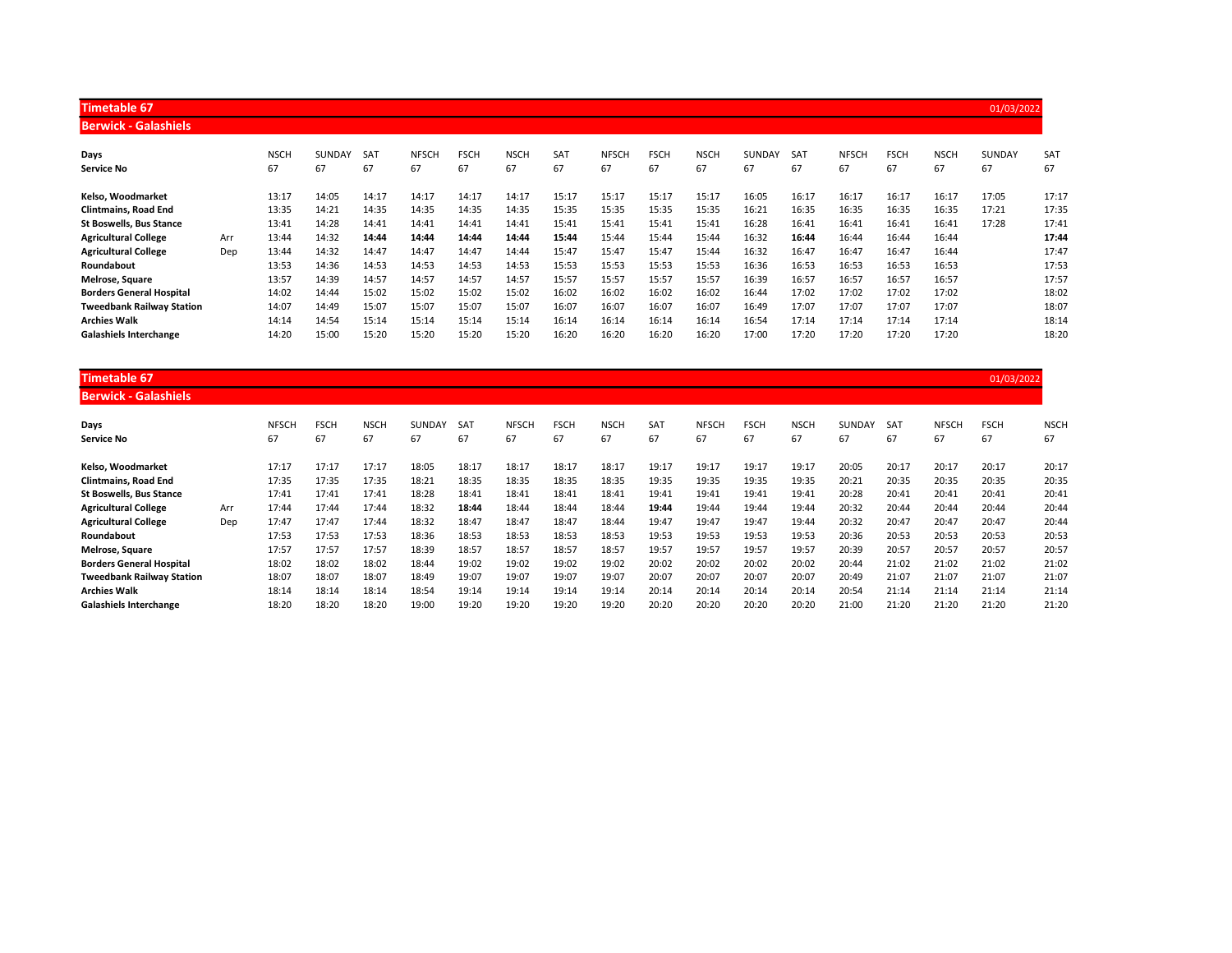## Timetable 67

01/03/2022

### Berwick - Galashiels

| Days | | NSCH | SUNDAY | SAT | NFSCH | FSCH | NSCH | SAT | NFSCH | FSCH | NSCH | SUNDAY | SAT | NFSCH | FSCH | NSCH | SUNDAY | SAT |
|---|---|---|---|---|---|---|---|---|---|---|---|---|---|---|---|---|---|---|
| **Service No** | | 67 | 67 | 67 | 67 | 67 | 67 | 67 | 67 | 67 | 67 | 67 | 67 | 67 | 67 | 67 | 67 | 67 |
| **Kelso, Woodmarket** | | 13:17 | 14:05 | 14:17 | 14:17 | 14:17 | 14:17 | 15:17 | 15:17 | 15:17 | 15:17 | 16:05 | 16:17 | 16:17 | 16:17 | 16:17 | 17:05 | 17:17 |
| **Clintmains, Road End** | | 13:35 | 14:21 | 14:35 | 14:35 | 14:35 | 14:35 | 15:35 | 15:35 | 15:35 | 15:35 | 16:21 | 16:35 | 16:35 | 16:35 | 16:35 | 17:21 | 17:35 |
| **St Boswells, Bus Stance** | | 13:41 | 14:28 | 14:41 | 14:41 | 14:41 | 14:41 | 15:41 | 15:41 | 15:41 | 15:41 | 16:28 | 16:41 | 16:41 | 16:41 | 16:41 | 17:28 | 17:41 |
| **Agricultural College** | Arr | 13:44 | 14:32 | **14:44** | **14:44** | **14:44** | **14:44** | **15:44** | 15:44 | 15:44 | 15:44 | 16:32 | **16:44** | 16:44 | 16:44 | 16:44 | | **17:44** |
| **Agricultural College** | Dep | 13:44 | 14:32 | 14:47 | 14:47 | 14:47 | 14:44 | 15:47 | 15:47 | 15:47 | 15:44 | 16:32 | 16:47 | 16:47 | 16:47 | 16:44 | | 17:47 |
| **Roundabout** | | 13:53 | 14:36 | 14:53 | 14:53 | 14:53 | 14:53 | 15:53 | 15:53 | 15:53 | 15:53 | 16:36 | 16:53 | 16:53 | 16:53 | 16:53 | | 17:53 |
| **Melrose, Square** | | 13:57 | 14:39 | 14:57 | 14:57 | 14:57 | 14:57 | 15:57 | 15:57 | 15:57 | 15:57 | 16:39 | 16:57 | 16:57 | 16:57 | 16:57 | | 17:57 |
| **Borders General Hospital** | | 14:02 | 14:44 | 15:02 | 15:02 | 15:02 | 15:02 | 16:02 | 16:02 | 16:02 | 16:02 | 16:44 | 17:02 | 17:02 | 17:02 | 17:02 | | 18:02 |
| **Tweedbank Railway Station** | | 14:07 | 14:49 | 15:07 | 15:07 | 15:07 | 15:07 | 16:07 | 16:07 | 16:07 | 16:07 | 16:49 | 17:07 | 17:07 | 17:07 | 17:07 | | 18:07 |
| **Archies Walk** | | 14:14 | 14:54 | 15:14 | 15:14 | 15:14 | 15:14 | 16:14 | 16:14 | 16:14 | 16:14 | 16:54 | 17:14 | 17:14 | 17:14 | 17:14 | | 18:14 |
| **Galashiels Interchange** | | 14:20 | 15:00 | 15:20 | 15:20 | 15:20 | 15:20 | 16:20 | 16:20 | 16:20 | 16:20 | 17:00 | 17:20 | 17:20 | 17:20 | 17:20 | | 18:20 |

## Timetable 67

01/03/2022

### Berwick - Galashiels

| Days | | NFSCH | FSCH | NSCH | SUNDAY | SAT | NFSCH | FSCH | NSCH | SAT | NFSCH | FSCH | NSCH | SUNDAY | SAT | NFSCH | FSCH | NSCH |
|---|---|---|---|---|---|---|---|---|---|---|---|---|---|---|---|---|---|---|
| **Service No** | | 67 | 67 | 67 | 67 | 67 | 67 | 67 | 67 | 67 | 67 | 67 | 67 | 67 | 67 | 67 | 67 | 67 |
| **Kelso, Woodmarket** | | 17:17 | 17:17 | 17:17 | 18:05 | 18:17 | 18:17 | 18:17 | 18:17 | 19:17 | 19:17 | 19:17 | 19:17 | 20:05 | 20:17 | 20:17 | 20:17 | 20:17 |
| **Clintmains, Road End** | | 17:35 | 17:35 | 17:35 | 18:21 | 18:35 | 18:35 | 18:35 | 18:35 | 19:35 | 19:35 | 19:35 | 19:35 | 20:21 | 20:35 | 20:35 | 20:35 | 20:35 |
| **St Boswells, Bus Stance** | | 17:41 | 17:41 | 17:41 | 18:28 | 18:41 | 18:41 | 18:41 | 18:41 | 19:41 | 19:41 | 19:41 | 19:41 | 20:28 | 20:41 | 20:41 | 20:41 | 20:41 |
| **Agricultural College** | Arr | 17:44 | 17:44 | 17:44 | 18:32 | **18:44** | 18:44 | 18:44 | 18:44 | **19:44** | 19:44 | 19:44 | 19:44 | 20:32 | 20:44 | 20:44 | 20:44 | 20:44 |
| **Agricultural College** | Dep | 17:47 | 17:47 | 17:44 | 18:32 | 18:47 | 18:47 | 18:47 | 18:44 | 19:47 | 19:47 | 19:47 | 19:44 | 20:32 | 20:47 | 20:47 | 20:47 | 20:44 |
| **Roundabout** | | 17:53 | 17:53 | 17:53 | 18:36 | 18:53 | 18:53 | 18:53 | 18:53 | 19:53 | 19:53 | 19:53 | 19:53 | 20:36 | 20:53 | 20:53 | 20:53 | 20:53 |
| **Melrose, Square** | | 17:57 | 17:57 | 17:57 | 18:39 | 18:57 | 18:57 | 18:57 | 18:57 | 19:57 | 19:57 | 19:57 | 19:57 | 20:39 | 20:57 | 20:57 | 20:57 | 20:57 |
| **Borders General Hospital** | | 18:02 | 18:02 | 18:02 | 18:44 | 19:02 | 19:02 | 19:02 | 19:02 | 20:02 | 20:02 | 20:02 | 20:02 | 20:44 | 21:02 | 21:02 | 21:02 | 21:02 |
| **Tweedbank Railway Station** | | 18:07 | 18:07 | 18:07 | 18:49 | 19:07 | 19:07 | 19:07 | 19:07 | 20:07 | 20:07 | 20:07 | 20:07 | 20:49 | 21:07 | 21:07 | 21:07 | 21:07 |
| **Archies Walk** | | 18:14 | 18:14 | 18:14 | 18:54 | 19:14 | 19:14 | 19:14 | 19:14 | 20:14 | 20:14 | 20:14 | 20:14 | 20:54 | 21:14 | 21:14 | 21:14 | 21:14 |
| **Galashiels Interchange** | | 18:20 | 18:20 | 18:20 | 19:00 | 19:20 | 19:20 | 19:20 | 19:20 | 20:20 | 20:20 | 20:20 | 20:20 | 21:00 | 21:20 | 21:20 | 21:20 | 21:20 |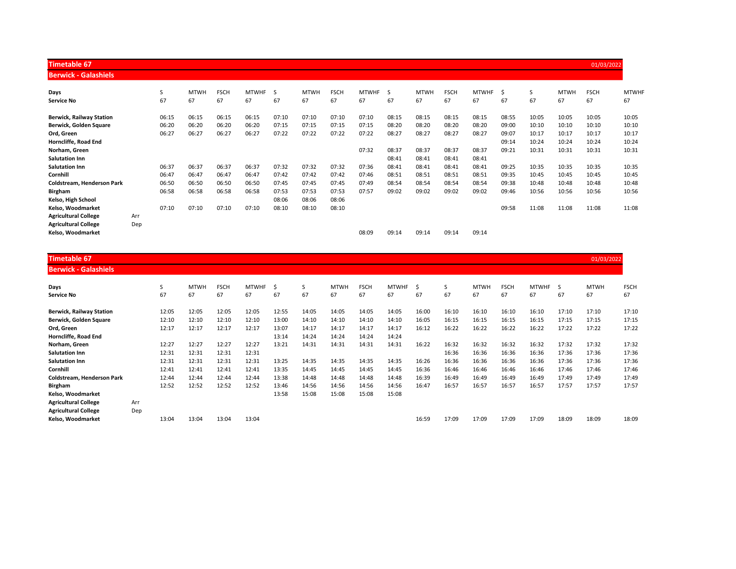## Timetable 67 — 01/03/2022

### Berwick - Galashiels

| **Days** | | S | MTWH | FSCH | MTWHF | S | MTWH | FSCH | MTWHF | S | MTWH | FSCH | MTWHF | $ | S | MTWH | FSCH | MTWHF |
|---|---|---|---|---|---|---|---|---|---|---|---|---|---|---|---|---|---|---|
| **Service No** | | 67 | 67 | 67 | 67 | 67 | 67 | 67 | 67 | 67 | 67 | 67 | 67 | 67 | 67 | 67 | 67 | 67 |
| **Berwick, Railway Station** | | 06:15 | 06:15 | 06:15 | 06:15 | 07:10 | 07:10 | 07:10 | 07:10 | 08:15 | 08:15 | 08:15 | 08:15 | 08:55 | 10:05 | 10:05 | 10:05 | 10:05 |
| **Berwick, Golden Square** | | 06:20 | 06:20 | 06:20 | 06:20 | 07:15 | 07:15 | 07:15 | 07:15 | 08:20 | 08:20 | 08:20 | 08:20 | 09:00 | 10:10 | 10:10 | 10:10 | 10:10 |
| **Ord, Green** | | 06:27 | 06:27 | 06:27 | 06:27 | 07:22 | 07:22 | 07:22 | 07:22 | 08:27 | 08:27 | 08:27 | 08:27 | 09:07 | 10:17 | 10:17 | 10:17 | 10:17 |
| **Horncliffe, Road End** | | | | | | | | | | | | | | 09:14 | 10:24 | 10:24 | 10:24 | 10:24 |
| **Norham, Green** | | | | | | | | | 07:32 | 08:37 | 08:37 | 08:37 | 08:37 | 09:21 | 10:31 | 10:31 | 10:31 | 10:31 |
| **Salutation Inn** | | | | | | | | | | 08:41 | 08:41 | 08:41 | 08:41 | | | | | |
| **Salutation Inn** | | 06:37 | 06:37 | 06:37 | 06:37 | 07:32 | 07:32 | 07:32 | 07:36 | 08:41 | 08:41 | 08:41 | 08:41 | 09:25 | 10:35 | 10:35 | 10:35 | 10:35 |
| **Cornhill** | | 06:47 | 06:47 | 06:47 | 06:47 | 07:42 | 07:42 | 07:42 | 07:46 | 08:51 | 08:51 | 08:51 | 08:51 | 09:35 | 10:45 | 10:45 | 10:45 | 10:45 |
| **Coldstream, Henderson Park** | | 06:50 | 06:50 | 06:50 | 06:50 | 07:45 | 07:45 | 07:45 | 07:49 | 08:54 | 08:54 | 08:54 | 08:54 | 09:38 | 10:48 | 10:48 | 10:48 | 10:48 |
| **Birgham** | | 06:58 | 06:58 | 06:58 | 06:58 | 07:53 | 07:53 | 07:53 | 07:57 | 09:02 | 09:02 | 09:02 | 09:02 | 09:46 | 10:56 | 10:56 | 10:56 | 10:56 |
| **Kelso, High School** | | | | | | 08:06 | 08:06 | 08:06 | | | | | | | | | | |
| **Kelso, Woodmarket** | | 07:10 | 07:10 | 07:10 | 07:10 | 08:10 | 08:10 | 08:10 | | | | | | 09:58 | 11:08 | 11:08 | 11:08 | 11:08 |
| **Agricultural College** | Arr | | | | | | | | | | | | | | | | | |
| **Agricultural College** | Dep | | | | | | | | | | | | | | | | | |
| **Kelso, Woodmarket** | | | | | | | | | 08:09 | 09:14 | 09:14 | 09:14 | 09:14 | | | | | |

## Timetable 67 — 01/03/2022

### Berwick - Galashiels

| **Days** | | S | MTWH | FSCH | MTWHF | $ | S | MTWH | FSCH | MTWHF | $ | S | MTWH | FSCH | MTWHF | S | MTWH | FSCH |
|---|---|---|---|---|---|---|---|---|---|---|---|---|---|---|---|---|---|---|
| **Service No** | | 67 | 67 | 67 | 67 | 67 | 67 | 67 | 67 | 67 | 67 | 67 | 67 | 67 | 67 | 67 | 67 | 67 |
| **Berwick, Railway Station** | | 12:05 | 12:05 | 12:05 | 12:05 | 12:55 | 14:05 | 14:05 | 14:05 | 14:05 | 16:00 | 16:10 | 16:10 | 16:10 | 16:10 | 17:10 | 17:10 | 17:10 |
| **Berwick, Golden Square** | | 12:10 | 12:10 | 12:10 | 12:10 | 13:00 | 14:10 | 14:10 | 14:10 | 14:10 | 16:05 | 16:15 | 16:15 | 16:15 | 16:15 | 17:15 | 17:15 | 17:15 |
| **Ord, Green** | | 12:17 | 12:17 | 12:17 | 12:17 | 13:07 | 14:17 | 14:17 | 14:17 | 14:17 | 16:12 | 16:22 | 16:22 | 16:22 | 16:22 | 17:22 | 17:22 | 17:22 |
| **Horncliffe, Road End** | | | | | | 13:14 | 14:24 | 14:24 | 14:24 | 14:24 | | | | | | | | |
| **Norham, Green** | | 12:27 | 12:27 | 12:27 | 12:27 | 13:21 | 14:31 | 14:31 | 14:31 | 14:31 | 16:22 | 16:32 | 16:32 | 16:32 | 16:32 | 17:32 | 17:32 | 17:32 |
| **Salutation Inn** | | 12:31 | 12:31 | 12:31 | 12:31 | | | | | | | 16:36 | 16:36 | 16:36 | 16:36 | 17:36 | 17:36 | 17:36 |
| **Salutation Inn** | | 12:31 | 12:31 | 12:31 | 12:31 | 13:25 | 14:35 | 14:35 | 14:35 | 14:35 | 16:26 | 16:36 | 16:36 | 16:36 | 16:36 | 17:36 | 17:36 | 17:36 |
| **Cornhill** | | 12:41 | 12:41 | 12:41 | 12:41 | 13:35 | 14:45 | 14:45 | 14:45 | 14:45 | 16:36 | 16:46 | 16:46 | 16:46 | 16:46 | 17:46 | 17:46 | 17:46 |
| **Coldstream, Henderson Park** | | 12:44 | 12:44 | 12:44 | 12:44 | 13:38 | 14:48 | 14:48 | 14:48 | 14:48 | 16:39 | 16:49 | 16:49 | 16:49 | 16:49 | 17:49 | 17:49 | 17:49 |
| **Birgham** | | 12:52 | 12:52 | 12:52 | 12:52 | 13:46 | 14:56 | 14:56 | 14:56 | 14:56 | 16:47 | 16:57 | 16:57 | 16:57 | 16:57 | 17:57 | 17:57 | 17:57 |
| **Kelso, Woodmarket** | | | | | | 13:58 | 15:08 | 15:08 | 15:08 | 15:08 | | | | | | | | |
| **Agricultural College** | Arr | | | | | | | | | | | | | | | | | |
| **Agricultural College** | Dep | | | | | | | | | | | | | | | | | |
| **Kelso, Woodmarket** | | 13:04 | 13:04 | 13:04 | 13:04 | | | | | | 16:59 | 17:09 | 17:09 | 17:09 | 17:09 | 18:09 | 18:09 | 18:09 |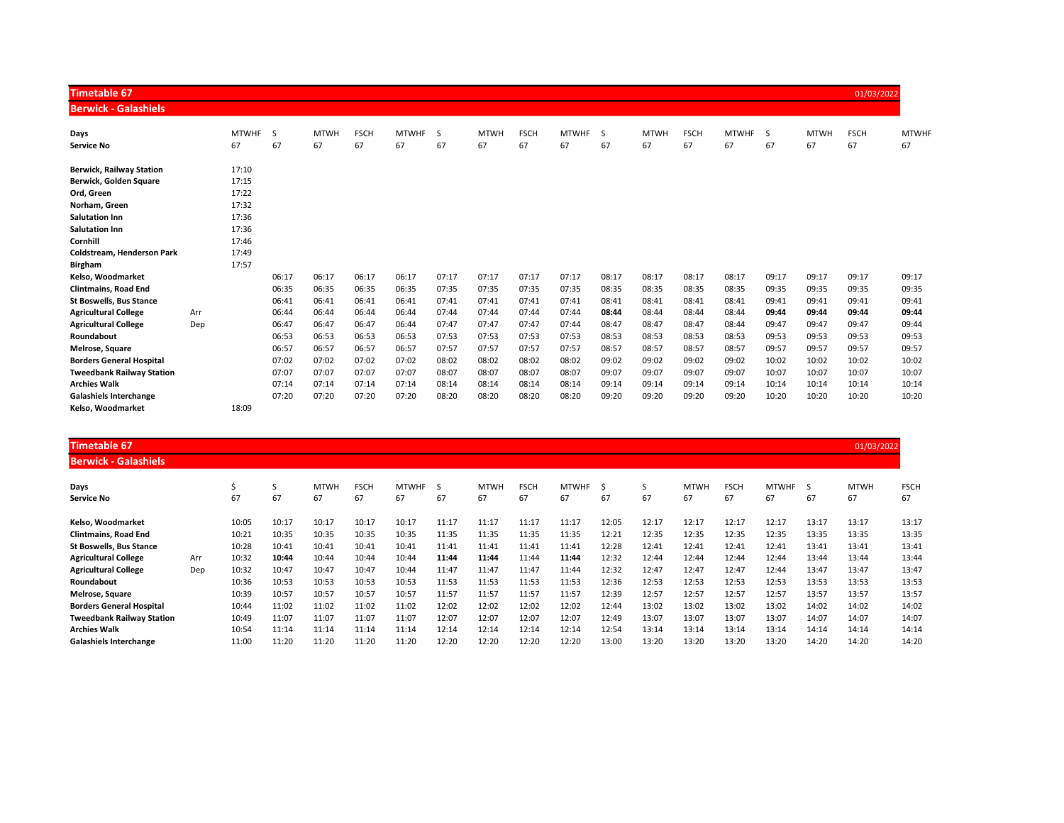## Timetable 67

01/03/2022

### Berwick - Galashiels

| Days | | MTWHF | S | MTWH | FSCH | MTWHF | S | MTWH | FSCH | MTWHF | S | MTWH | FSCH | MTWHF | S | MTWH | FSCH | MTWHF |
|---|---|---|---|---|---|---|---|---|---|---|---|---|---|---|---|---|---|---|
| **Service No** | | 67 | 67 | 67 | 67 | 67 | 67 | 67 | 67 | 67 | 67 | 67 | 67 | 67 | 67 | 67 | 67 | 67 |
| **Berwick, Railway Station** | | 17:10 | | | | | | | | | | | | | | | | |
| **Berwick, Golden Square** | | 17:15 | | | | | | | | | | | | | | | | |
| **Ord, Green** | | 17:22 | | | | | | | | | | | | | | | | |
| **Norham, Green** | | 17:32 | | | | | | | | | | | | | | | | |
| **Salutation Inn** | | 17:36 | | | | | | | | | | | | | | | | |
| **Salutation Inn** | | 17:36 | | | | | | | | | | | | | | | | |
| **Cornhill** | | 17:46 | | | | | | | | | | | | | | | | |
| **Coldstream, Henderson Park** | | 17:49 | | | | | | | | | | | | | | | | |
| **Birgham** | | 17:57 | | | | | | | | | | | | | | | | |
| **Kelso, Woodmarket** | | | 06:17 | 06:17 | 06:17 | 06:17 | 07:17 | 07:17 | 07:17 | 07:17 | 08:17 | 08:17 | 08:17 | 08:17 | 09:17 | 09:17 | 09:17 | 09:17 |
| **Clintmains, Road End** | | | 06:35 | 06:35 | 06:35 | 06:35 | 07:35 | 07:35 | 07:35 | 07:35 | 08:35 | 08:35 | 08:35 | 08:35 | 09:35 | 09:35 | 09:35 | 09:35 |
| **St Boswells, Bus Stance** | | | 06:41 | 06:41 | 06:41 | 06:41 | 07:41 | 07:41 | 07:41 | 07:41 | 08:41 | 08:41 | 08:41 | 08:41 | 09:41 | 09:41 | 09:41 | 09:41 |
| **Agricultural College** | Arr | | 06:44 | 06:44 | 06:44 | 06:44 | 07:44 | 07:44 | 07:44 | 07:44 | **08:44** | 08:44 | 08:44 | 08:44 | **09:44** | **09:44** | **09:44** | **09:44** |
| **Agricultural College** | Dep | | 06:47 | 06:47 | 06:47 | 06:44 | 07:47 | 07:47 | 07:47 | 07:44 | 08:47 | 08:47 | 08:47 | 08:44 | 09:47 | 09:47 | 09:47 | 09:44 |
| **Roundabout** | | | 06:53 | 06:53 | 06:53 | 06:53 | 07:53 | 07:53 | 07:53 | 07:53 | 08:53 | 08:53 | 08:53 | 08:53 | 09:53 | 09:53 | 09:53 | 09:53 |
| **Melrose, Square** | | | 06:57 | 06:57 | 06:57 | 06:57 | 07:57 | 07:57 | 07:57 | 07:57 | 08:57 | 08:57 | 08:57 | 08:57 | 09:57 | 09:57 | 09:57 | 09:57 |
| **Borders General Hospital** | | | 07:02 | 07:02 | 07:02 | 07:02 | 08:02 | 08:02 | 08:02 | 08:02 | 09:02 | 09:02 | 09:02 | 09:02 | 10:02 | 10:02 | 10:02 | 10:02 |
| **Tweedbank Railway Station** | | | 07:07 | 07:07 | 07:07 | 07:07 | 08:07 | 08:07 | 08:07 | 08:07 | 09:07 | 09:07 | 09:07 | 09:07 | 10:07 | 10:07 | 10:07 | 10:07 |
| **Archies Walk** | | | 07:14 | 07:14 | 07:14 | 07:14 | 08:14 | 08:14 | 08:14 | 08:14 | 09:14 | 09:14 | 09:14 | 09:14 | 10:14 | 10:14 | 10:14 | 10:14 |
| **Galashiels Interchange** | | | 07:20 | 07:20 | 07:20 | 07:20 | 08:20 | 08:20 | 08:20 | 08:20 | 09:20 | 09:20 | 09:20 | 09:20 | 10:20 | 10:20 | 10:20 | 10:20 |
| **Kelso, Woodmarket** | | 18:09 | | | | | | | | | | | | | | | | |

## Timetable 67

01/03/2022

### Berwick - Galashiels

| Days | | $ | S | MTWH | FSCH | MTWHF | S | MTWH | FSCH | MTWHF | $ | S | MTWH | FSCH | MTWHF | S | MTWH | FSCH |
|---|---|---|---|---|---|---|---|---|---|---|---|---|---|---|---|---|---|---|
| **Service No** | | 67 | 67 | 67 | 67 | 67 | 67 | 67 | 67 | 67 | 67 | 67 | 67 | 67 | 67 | 67 | 67 | 67 |
| **Kelso, Woodmarket** | | 10:05 | 10:17 | 10:17 | 10:17 | 10:17 | 11:17 | 11:17 | 11:17 | 11:17 | 12:05 | 12:17 | 12:17 | 12:17 | 12:17 | 13:17 | 13:17 | 13:17 |
| **Clintmains, Road End** | | 10:21 | 10:35 | 10:35 | 10:35 | 10:35 | 11:35 | 11:35 | 11:35 | 11:35 | 12:21 | 12:35 | 12:35 | 12:35 | 12:35 | 13:35 | 13:35 | 13:35 |
| **St Boswells, Bus Stance** | | 10:28 | 10:41 | 10:41 | 10:41 | 10:41 | 11:41 | 11:41 | 11:41 | 11:41 | 12:28 | 12:41 | 12:41 | 12:41 | 12:41 | 13:41 | 13:41 | 13:41 |
| **Agricultural College** | Arr | 10:32 | **10:44** | 10:44 | 10:44 | 10:44 | **11:44** | **11:44** | 11:44 | **11:44** | 12:32 | 12:44 | 12:44 | 12:44 | 12:44 | 13:44 | 13:44 | 13:44 |
| **Agricultural College** | Dep | 10:32 | 10:47 | 10:47 | 10:47 | 10:44 | 11:47 | 11:47 | 11:47 | 11:44 | 12:32 | 12:47 | 12:47 | 12:47 | 12:44 | 13:47 | 13:47 | 13:47 |
| **Roundabout** | | 10:36 | 10:53 | 10:53 | 10:53 | 10:53 | 11:53 | 11:53 | 11:53 | 11:53 | 12:36 | 12:53 | 12:53 | 12:53 | 12:53 | 13:53 | 13:53 | 13:53 |
| **Melrose, Square** | | 10:39 | 10:57 | 10:57 | 10:57 | 10:57 | 11:57 | 11:57 | 11:57 | 11:57 | 12:39 | 12:57 | 12:57 | 12:57 | 12:57 | 13:57 | 13:57 | 13:57 |
| **Borders General Hospital** | | 10:44 | 11:02 | 11:02 | 11:02 | 11:02 | 12:02 | 12:02 | 12:02 | 12:02 | 12:44 | 13:02 | 13:02 | 13:02 | 13:02 | 14:02 | 14:02 | 14:02 |
| **Tweedbank Railway Station** | | 10:49 | 11:07 | 11:07 | 11:07 | 11:07 | 12:07 | 12:07 | 12:07 | 12:07 | 12:49 | 13:07 | 13:07 | 13:07 | 13:07 | 14:07 | 14:07 | 14:07 |
| **Archies Walk** | | 10:54 | 11:14 | 11:14 | 11:14 | 11:14 | 12:14 | 12:14 | 12:14 | 12:14 | 12:54 | 13:14 | 13:14 | 13:14 | 13:14 | 14:14 | 14:14 | 14:14 |
| **Galashiels Interchange** | | 11:00 | 11:20 | 11:20 | 11:20 | 11:20 | 12:20 | 12:20 | 12:20 | 12:20 | 13:00 | 13:20 | 13:20 | 13:20 | 13:20 | 14:20 | 14:20 | 14:20 |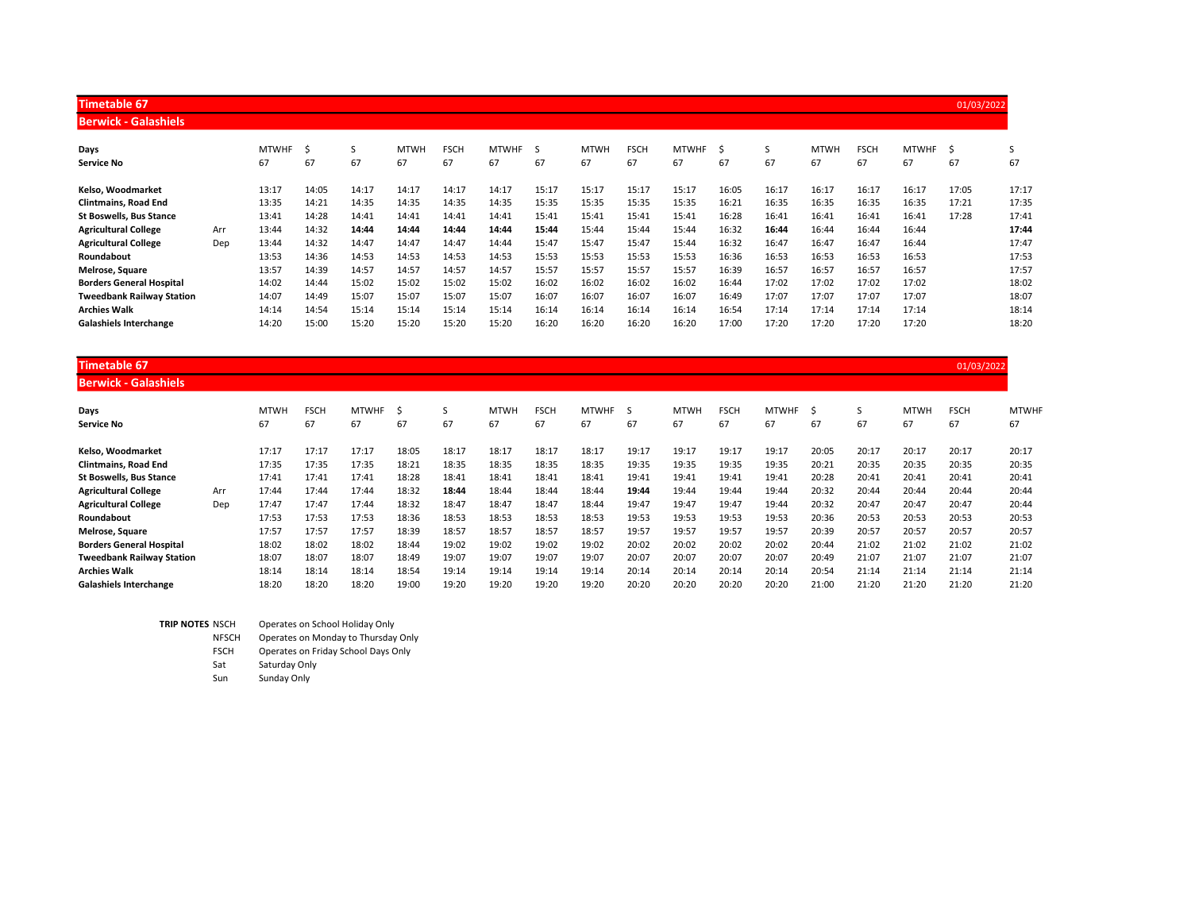## Timetable 67

01/03/2022

### Berwick - Galashiels

| Days | | MTWHF | $ | S | MTWH | FSCH | MTWHF | S | MTWH | FSCH | MTWHF | $ | S | MTWH | FSCH | MTWHF | $ | S |
|---|---|---|---|---|---|---|---|---|---|---|---|---|---|---|---|---|---|---|
| **Service No** | | 67 | 67 | 67 | 67 | 67 | 67 | 67 | 67 | 67 | 67 | 67 | 67 | 67 | 67 | 67 | 67 | 67 |
| **Kelso, Woodmarket** | | 13:17 | 14:05 | 14:17 | 14:17 | 14:17 | 14:17 | 15:17 | 15:17 | 15:17 | 15:17 | 16:05 | 16:17 | 16:17 | 16:17 | 16:17 | 17:05 | 17:17 |
| **Clintmains, Road End** | | 13:35 | 14:21 | 14:35 | 14:35 | 14:35 | 14:35 | 15:35 | 15:35 | 15:35 | 15:35 | 16:21 | 16:35 | 16:35 | 16:35 | 16:35 | 17:21 | 17:35 |
| **St Boswells, Bus Stance** | | 13:41 | 14:28 | 14:41 | 14:41 | 14:41 | 14:41 | 15:41 | 15:41 | 15:41 | 15:41 | 16:28 | 16:41 | 16:41 | 16:41 | 16:41 | 17:28 | 17:41 |
| **Agricultural College** | Arr | 13:44 | 14:32 | **14:44** | **14:44** | **14:44** | **14:44** | **15:44** | 15:44 | 15:44 | 15:44 | 16:32 | **16:44** | 16:44 | 16:44 | 16:44 | | **17:44** |
| **Agricultural College** | Dep | 13:44 | 14:32 | 14:47 | 14:47 | 14:47 | 14:44 | 15:47 | 15:47 | 15:47 | 15:44 | 16:32 | 16:47 | 16:47 | 16:47 | 16:44 | | 17:47 |
| **Roundabout** | | 13:53 | 14:36 | 14:53 | 14:53 | 14:53 | 14:53 | 15:53 | 15:53 | 15:53 | 15:53 | 16:36 | 16:53 | 16:53 | 16:53 | 16:53 | | 17:53 |
| **Melrose, Square** | | 13:57 | 14:39 | 14:57 | 14:57 | 14:57 | 14:57 | 15:57 | 15:57 | 15:57 | 15:57 | 16:39 | 16:57 | 16:57 | 16:57 | 16:57 | | 17:57 |
| **Borders General Hospital** | | 14:02 | 14:44 | 15:02 | 15:02 | 15:02 | 15:02 | 16:02 | 16:02 | 16:02 | 16:02 | 16:44 | 17:02 | 17:02 | 17:02 | 17:02 | | 18:02 |
| **Tweedbank Railway Station** | | 14:07 | 14:49 | 15:07 | 15:07 | 15:07 | 15:07 | 16:07 | 16:07 | 16:07 | 16:07 | 16:49 | 17:07 | 17:07 | 17:07 | 17:07 | | 18:07 |
| **Archies Walk** | | 14:14 | 14:54 | 15:14 | 15:14 | 15:14 | 15:14 | 16:14 | 16:14 | 16:14 | 16:14 | 16:54 | 17:14 | 17:14 | 17:14 | 17:14 | | 18:14 |
| **Galashiels Interchange** | | 14:20 | 15:00 | 15:20 | 15:20 | 15:20 | 15:20 | 16:20 | 16:20 | 16:20 | 16:20 | 17:00 | 17:20 | 17:20 | 17:20 | 17:20 | | 18:20 |

## Timetable 67

01/03/2022

### Berwick - Galashiels

| Days | | MTWH | FSCH | MTWHF | $ | S | MTWH | FSCH | MTWHF | S | MTWH | FSCH | MTWHF | $ | S | MTWH | FSCH | MTWHF |
|---|---|---|---|---|---|---|---|---|---|---|---|---|---|---|---|---|---|---|
| **Service No** | | 67 | 67 | 67 | 67 | 67 | 67 | 67 | 67 | 67 | 67 | 67 | 67 | 67 | 67 | 67 | 67 | 67 |
| **Kelso, Woodmarket** | | 17:17 | 17:17 | 17:17 | 18:05 | 18:17 | 18:17 | 18:17 | 18:17 | 19:17 | 19:17 | 19:17 | 19:17 | 20:05 | 20:17 | 20:17 | 20:17 | 20:17 |
| **Clintmains, Road End** | | 17:35 | 17:35 | 17:35 | 18:21 | 18:35 | 18:35 | 18:35 | 18:35 | 19:35 | 19:35 | 19:35 | 19:35 | 20:21 | 20:35 | 20:35 | 20:35 | 20:35 |
| **St Boswells, Bus Stance** | | 17:41 | 17:41 | 17:41 | 18:28 | 18:41 | 18:41 | 18:41 | 18:41 | 19:41 | 19:41 | 19:41 | 19:41 | 20:28 | 20:41 | 20:41 | 20:41 | 20:41 |
| **Agricultural College** | Arr | 17:44 | 17:44 | 17:44 | 18:32 | **18:44** | 18:44 | 18:44 | 18:44 | **19:44** | 19:44 | 19:44 | 19:44 | 20:32 | 20:44 | 20:44 | 20:44 | 20:44 |
| **Agricultural College** | Dep | 17:47 | 17:47 | 17:44 | 18:32 | 18:47 | 18:47 | 18:47 | 18:44 | 19:47 | 19:47 | 19:47 | 19:44 | 20:32 | 20:47 | 20:47 | 20:47 | 20:44 |
| **Roundabout** | | 17:53 | 17:53 | 17:53 | 18:36 | 18:53 | 18:53 | 18:53 | 18:53 | 19:53 | 19:53 | 19:53 | 19:53 | 20:36 | 20:53 | 20:53 | 20:53 | 20:53 |
| **Melrose, Square** | | 17:57 | 17:57 | 17:57 | 18:39 | 18:57 | 18:57 | 18:57 | 18:57 | 19:57 | 19:57 | 19:57 | 19:57 | 20:39 | 20:57 | 20:57 | 20:57 | 20:57 |
| **Borders General Hospital** | | 18:02 | 18:02 | 18:02 | 18:44 | 19:02 | 19:02 | 19:02 | 19:02 | 20:02 | 20:02 | 20:02 | 20:02 | 20:44 | 21:02 | 21:02 | 21:02 | 21:02 |
| **Tweedbank Railway Station** | | 18:07 | 18:07 | 18:07 | 18:49 | 19:07 | 19:07 | 19:07 | 19:07 | 20:07 | 20:07 | 20:07 | 20:07 | 20:49 | 21:07 | 21:07 | 21:07 | 21:07 |
| **Archies Walk** | | 18:14 | 18:14 | 18:14 | 18:54 | 19:14 | 19:14 | 19:14 | 19:14 | 20:14 | 20:14 | 20:14 | 20:14 | 20:54 | 21:14 | 21:14 | 21:14 | 21:14 |
| **Galashiels Interchange** | | 18:20 | 18:20 | 18:20 | 19:00 | 19:20 | 19:20 | 19:20 | 19:20 | 20:20 | 20:20 | 20:20 | 20:20 | 21:00 | 21:20 | 21:20 | 21:20 | 21:20 |

**TRIP NOTES**

| | |
|---|---|
| NSCH | Operates on School Holiday Only |
| NFSCH | Operates on Monday to Thursday Only |
| FSCH | Operates on Friday School Days Only |
| Sat | Saturday Only |
| Sun | Sunday Only |